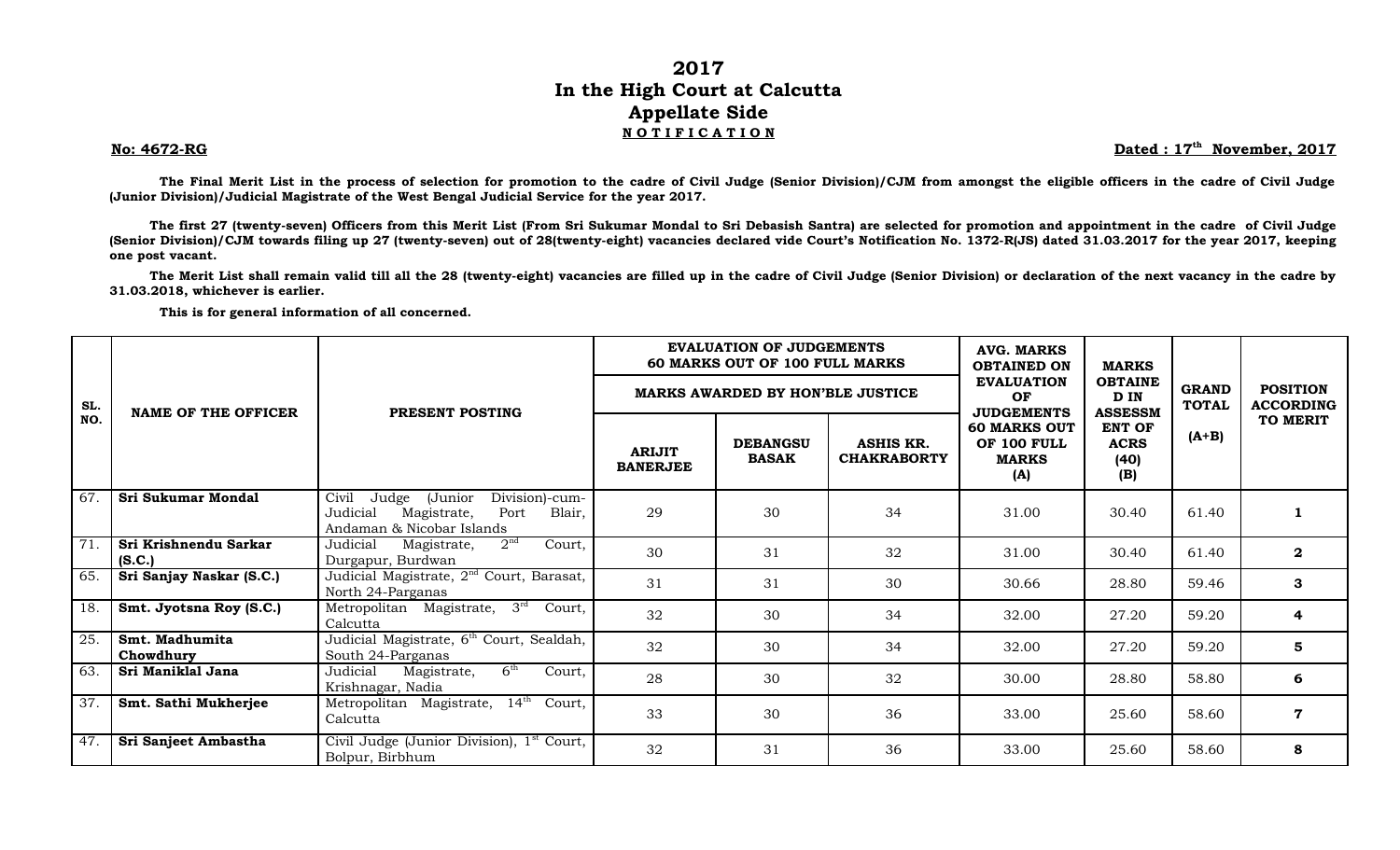# 2017
# In the High Court at Calcutta
# Appellate Side
## NOTIFICATION

**No: 4672-RG** **Dated : 17th November, 2017**

**The Final Merit List in the process of selection for promotion to the cadre of Civil Judge (Senior Division)/CJM from amongst the eligible officers in the cadre of Civil Judge (Junior Division)/Judicial Magistrate of the West Bengal Judicial Service for the year 2017.**

**The first 27 (twenty-seven) Officers from this Merit List (From Sri Sukumar Mondal to Sri Debasish Santra) are selected for promotion and appointment in the cadre of Civil Judge (Senior Division)/CJM towards filing up 27 (twenty-seven) out of 28(twenty-eight) vacancies declared vide Court's Notification No. 1372-R(JS) dated 31.03.2017 for the year 2017, keeping one post vacant.**

**The Merit List shall remain valid till all the 28 (twenty-eight) vacancies are filled up in the cadre of Civil Judge (Senior Division) or declaration of the next vacancy in the cadre by 31.03.2018, whichever is earlier.**

**This is for general information of all concerned.**

| SL. NO. | NAME OF THE OFFICER | PRESENT POSTING | EVALUATION OF JUDGEMENTS 60 MARKS OUT OF 100 FULL MARKS — MARKS AWARDED BY HON'BLE JUSTICE | | | AVG. MARKS OBTAINED ON EVALUATION OF JUDGEMENTS 60 MARKS OUT OF 100 FULL MARKS (A) | MARKS OBTAINED IN ASSESSMENT OF ACRS (40) (B) | GRAND TOTAL (A+B) | POSITION ACCORDING TO MERIT |
|---|---|---|---|---|---|---|---|---|---|
| | | | ARIJIT BANERJEE | DEBANGSU BASAK | ASHIS KR. CHAKRABORTY | | | | |
| 67. | **Sri Sukumar Mondal** | Civil Judge (Junior Division)-cum-Judicial Magistrate, Port Blair, Andaman & Nicobar Islands | 29 | 30 | 34 | 31.00 | 30.40 | 61.40 | **1** |
| 71. | **Sri Krishnendu Sarkar (S.C.)** | Judicial Magistrate, 2nd Court, Durgapur, Burdwan | 30 | 31 | 32 | 31.00 | 30.40 | 61.40 | **2** |
| 65. | **Sri Sanjay Naskar (S.C.)** | Judicial Magistrate, 2nd Court, Barasat, North 24-Parganas | 31 | 31 | 30 | 30.66 | 28.80 | 59.46 | **3** |
| 18. | **Smt. Jyotsna Roy (S.C.)** | Metropolitan Magistrate, 3rd Court, Calcutta | 32 | 30 | 34 | 32.00 | 27.20 | 59.20 | **4** |
| 25. | **Smt. Madhumita Chowdhury** | Judicial Magistrate, 6th Court, Sealdah, South 24-Parganas | 32 | 30 | 34 | 32.00 | 27.20 | 59.20 | **5** |
| 63. | **Sri Maniklal Jana** | Judicial Magistrate, 6th Court, Krishnagar, Nadia | 28 | 30 | 32 | 30.00 | 28.80 | 58.80 | **6** |
| 37. | **Smt. Sathi Mukherjee** | Metropolitan Magistrate, 14th Court, Calcutta | 33 | 30 | 36 | 33.00 | 25.60 | 58.60 | **7** |
| 47. | **Sri Sanjeet Ambastha** | Civil Judge (Junior Division), 1st Court, Bolpur, Birbhum | 32 | 31 | 36 | 33.00 | 25.60 | 58.60 | **8** |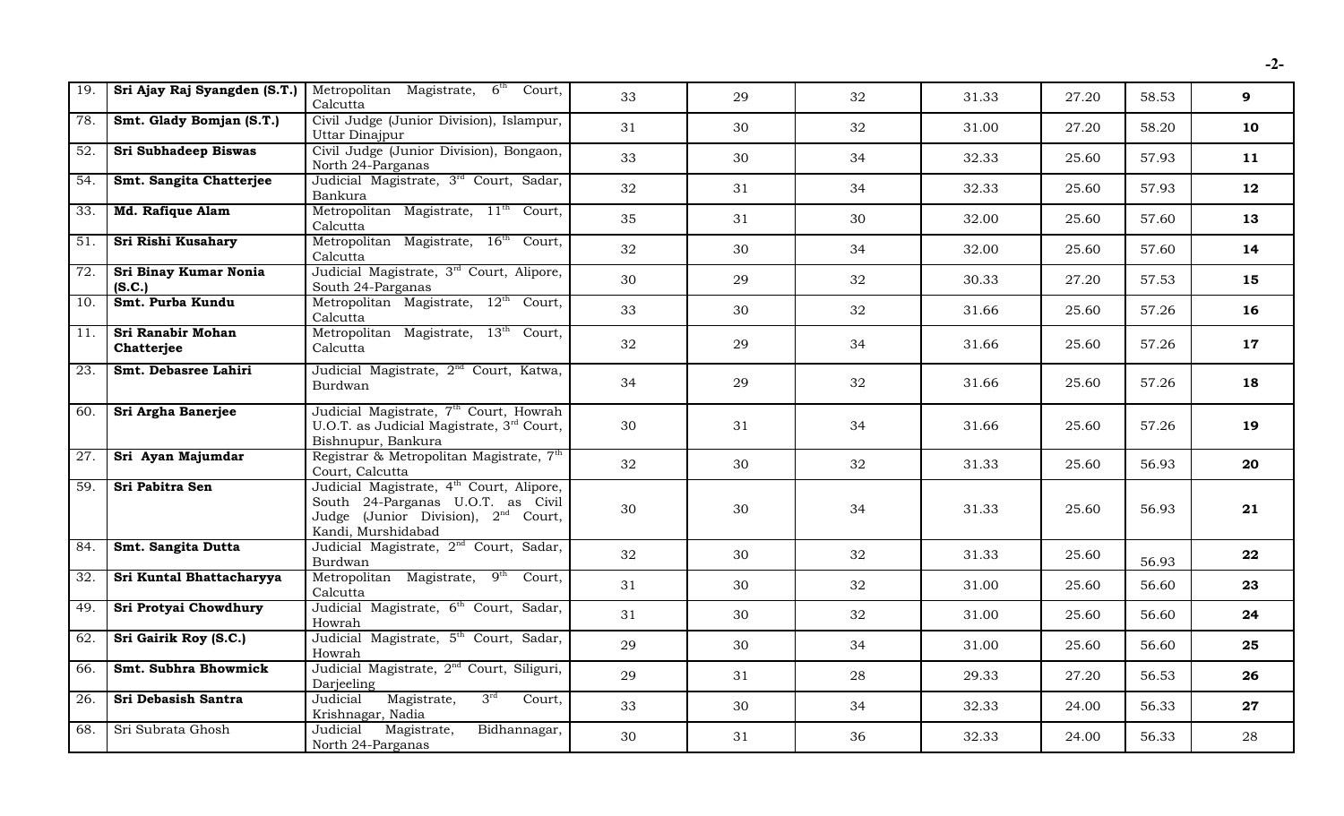| | | | | | | | | | |
|---|---|---|---|---|---|---|---|---|---|
| 19. | **Sri Ajay Raj Syangden (S.T.)** | Metropolitan Magistrate, 6th Court, Calcutta | 33 | 29 | 32 | 31.33 | 27.20 | 58.53 | **9** |
| 78. | **Smt. Glady Bomjan (S.T.)** | Civil Judge (Junior Division), Islampur, Uttar Dinajpur | 31 | 30 | 32 | 31.00 | 27.20 | 58.20 | **10** |
| 52. | **Sri Subhadeep Biswas** | Civil Judge (Junior Division), Bongaon, North 24-Parganas | 33 | 30 | 34 | 32.33 | 25.60 | 57.93 | **11** |
| 54. | **Smt. Sangita Chatterjee** | Judicial Magistrate, 3rd Court, Sadar, Bankura | 32 | 31 | 34 | 32.33 | 25.60 | 57.93 | **12** |
| 33. | **Md. Rafique Alam** | Metropolitan Magistrate, 11th Court, Calcutta | 35 | 31 | 30 | 32.00 | 25.60 | 57.60 | **13** |
| 51. | **Sri Rishi Kusahary** | Metropolitan Magistrate, 16th Court, Calcutta | 32 | 30 | 34 | 32.00 | 25.60 | 57.60 | **14** |
| 72. | **Sri Binay Kumar Nonia (S.C.)** | Judicial Magistrate, 3rd Court, Alipore, South 24-Parganas | 30 | 29 | 32 | 30.33 | 27.20 | 57.53 | **15** |
| 10. | **Smt. Purba Kundu** | Metropolitan Magistrate, 12th Court, Calcutta | 33 | 30 | 32 | 31.66 | 25.60 | 57.26 | **16** |
| 11. | **Sri Ranabir Mohan Chatterjee** | Metropolitan Magistrate, 13th Court, Calcutta | 32 | 29 | 34 | 31.66 | 25.60 | 57.26 | **17** |
| 23. | **Smt. Debasree Lahiri** | Judicial Magistrate, 2nd Court, Katwa, Burdwan | 34 | 29 | 32 | 31.66 | 25.60 | 57.26 | **18** |
| 60. | **Sri Argha Banerjee** | Judicial Magistrate, 7th Court, Howrah U.O.T. as Judicial Magistrate, 3rd Court, Bishnupur, Bankura | 30 | 31 | 34 | 31.66 | 25.60 | 57.26 | **19** |
| 27. | **Sri Ayan Majumdar** | Registrar & Metropolitan Magistrate, 7th Court, Calcutta | 32 | 30 | 32 | 31.33 | 25.60 | 56.93 | **20** |
| 59. | **Sri Pabitra Sen** | Judicial Magistrate, 4th Court, Alipore, South 24-Parganas U.O.T. as Civil Judge (Junior Division), 2nd Court, Kandi, Murshidabad | 30 | 30 | 34 | 31.33 | 25.60 | 56.93 | **21** |
| 84. | **Smt. Sangita Dutta** | Judicial Magistrate, 2nd Court, Sadar, Burdwan | 32 | 30 | 32 | 31.33 | 25.60 | 56.93 | **22** |
| 32. | **Sri Kuntal Bhattacharyya** | Metropolitan Magistrate, 9th Court, Calcutta | 31 | 30 | 32 | 31.00 | 25.60 | 56.60 | **23** |
| 49. | **Sri Protyai Chowdhury** | Judicial Magistrate, 6th Court, Sadar, Howrah | 31 | 30 | 32 | 31.00 | 25.60 | 56.60 | **24** |
| 62. | **Sri Gairik Roy (S.C.)** | Judicial Magistrate, 5th Court, Sadar, Howrah | 29 | 30 | 34 | 31.00 | 25.60 | 56.60 | **25** |
| 66. | **Smt. Subhra Bhowmick** | Judicial Magistrate, 2nd Court, Siliguri, Darjeeling | 29 | 31 | 28 | 29.33 | 27.20 | 56.53 | **26** |
| 26. | **Sri Debasish Santra** | Judicial Magistrate, 3rd Court, Krishnagar, Nadia | 33 | 30 | 34 | 32.33 | 24.00 | 56.33 | **27** |
| 68. | Sri Subrata Ghosh | Judicial Magistrate, Bidhannagar, North 24-Parganas | 30 | 31 | 36 | 32.33 | 24.00 | 56.33 | 28 |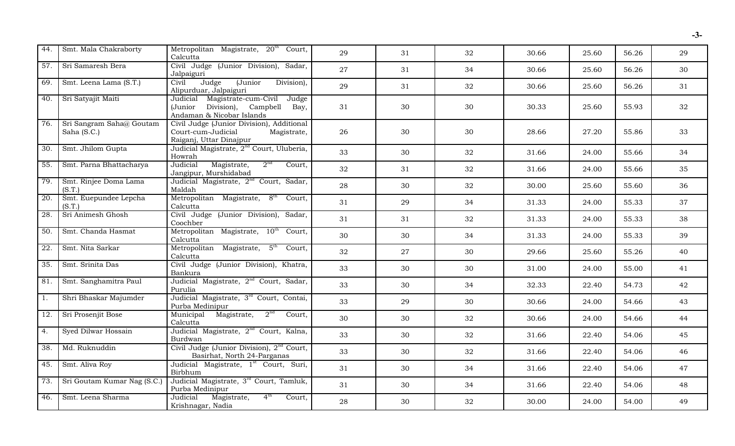| | | | | | | | | | |
|---|---|---|---|---|---|---|---|---|---|
| 44. | Smt. Mala Chakraborty | Metropolitan Magistrate, 20th Court, Calcutta | 29 | 31 | 32 | 30.66 | 25.60 | 56.26 | 29 |
| 57. | Sri Samaresh Bera | Civil Judge (Junior Division), Sadar, Jalpaiguri | 27 | 31 | 34 | 30.66 | 25.60 | 56.26 | 30 |
| 69. | Smt. Leena Lama (S.T.) | Civil Judge (Junior Division), Alipurduar, Jalpaiguri | 29 | 31 | 32 | 30.66 | 25.60 | 56.26 | 31 |
| 40. | Sri Satyajit Maiti | Judicial Magistrate-cum-Civil Judge (Junior Division), Campbell Bay, Andaman & Nicobar Islands | 31 | 30 | 30 | 30.33 | 25.60 | 55.93 | 32 |
| 76. | Sri Sangram Saha@ Goutam Saha (S.C.) | Civil Judge (Junior Division), Additional Court-cum-Judicial Magistrate, Raiganj, Uttar Dinajpur | 26 | 30 | 30 | 28.66 | 27.20 | 55.86 | 33 |
| 30. | Smt. Jhilom Gupta | Judicial Magistrate, 2nd Court, Uluberia, Howrah | 33 | 30 | 32 | 31.66 | 24.00 | 55.66 | 34 |
| 55. | Smt. Parna Bhattacharya | Judicial Magistrate, 2nd Court, Jangipur, Murshidabad | 32 | 31 | 32 | 31.66 | 24.00 | 55.66 | 35 |
| 79. | Smt. Rinjee Doma Lama (S.T.) | Judicial Magistrate, 2nd Court, Sadar, Maldah | 28 | 30 | 32 | 30.00 | 25.60 | 55.60 | 36 |
| 20. | Smt. Euepundee Lepcha (S.T.) | Metropolitan Magistrate, 8th Court, Calcutta | 31 | 29 | 34 | 31.33 | 24.00 | 55.33 | 37 |
| 28. | Sri Animesh Ghosh | Civil Judge (Junior Division), Sadar, Coochber | 31 | 31 | 32 | 31.33 | 24.00 | 55.33 | 38 |
| 50. | Smt. Chanda Hasmat | Metropolitan Magistrate, 10th Court, Calcutta | 30 | 30 | 34 | 31.33 | 24.00 | 55.33 | 39 |
| 22. | Smt. Nita Sarkar | Metropolitan Magistrate, 5th Court, Calcutta | 32 | 27 | 30 | 29.66 | 25.60 | 55.26 | 40 |
| 35. | Smt. Srinita Das | Civil Judge (Junior Division), Khatra, Bankura | 33 | 30 | 30 | 31.00 | 24.00 | 55.00 | 41 |
| 81. | Smt. Sanghamitra Paul | Judicial Magistrate, 2nd Court, Sadar, Purulia | 33 | 30 | 34 | 32.33 | 22.40 | 54.73 | 42 |
| 1. | Shri Bhaskar Majumder | Judicial Magistrate, 3rd Court, Contai, Purba Medinipur | 33 | 29 | 30 | 30.66 | 24.00 | 54.66 | 43 |
| 12. | Sri Prosenjit Bose | Municipal Magistrate, 2nd Court, Calcutta | 30 | 30 | 32 | 30.66 | 24.00 | 54.66 | 44 |
| 4. | Syed Dilwar Hossain | Judicial Magistrate, 2nd Court, Kalna, Burdwan | 33 | 30 | 32 | 31.66 | 22.40 | 54.06 | 45 |
| 38. | Md. Ruknuddin | Civil Judge (Junior Division), 2nd Court, Basirhat, North 24-Parganas | 33 | 30 | 32 | 31.66 | 22.40 | 54.06 | 46 |
| 45. | Smt. Aliva Roy | Judicial Magistrate, 1st Court, Suri, Birbhum | 31 | 30 | 34 | 31.66 | 22.40 | 54.06 | 47 |
| 73. | Sri Goutam Kumar Nag (S.C.) | Judicial Magistrate, 3rd Court, Tamluk, Purba Medinipur | 31 | 30 | 34 | 31.66 | 22.40 | 54.06 | 48 |
| 46. | Smt. Leena Sharma | Judicial Magistrate, 4th Court, Krishnagar, Nadia | 28 | 30 | 32 | 30.00 | 24.00 | 54.00 | 49 |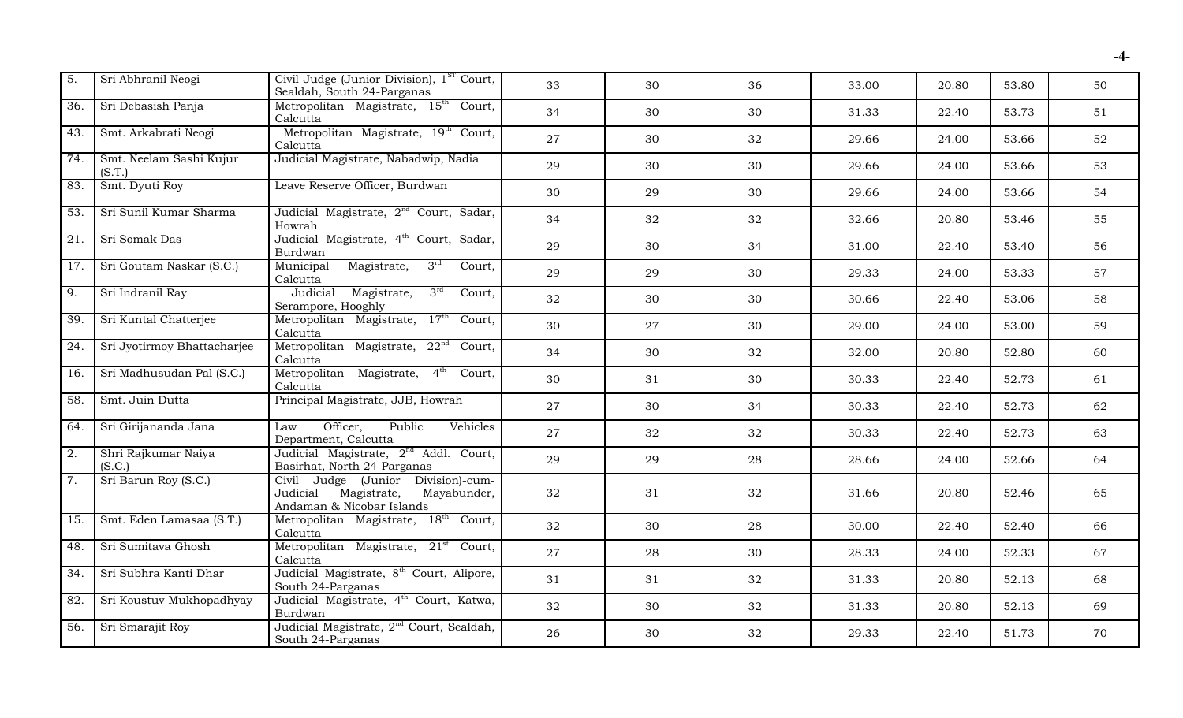| | | | | | | | | |
|---|---|---|---|---|---|---|---|---|
| 5. | Sri Abhranil Neogi | Civil Judge (Junior Division), 1ST Court, Sealdah, South 24-Parganas | 33 | 30 | 36 | 33.00 | 20.80 | 53.80 | 50 |
| 36. | Sri Debasish Panja | Metropolitan Magistrate, 15th Court, Calcutta | 34 | 30 | 30 | 31.33 | 22.40 | 53.73 | 51 |
| 43. | Smt. Arkabrati Neogi | Metropolitan Magistrate, 19th Court, Calcutta | 27 | 30 | 32 | 29.66 | 24.00 | 53.66 | 52 |
| 74. | Smt. Neelam Sashi Kujur (S.T.) | Judicial Magistrate, Nabadwip, Nadia | 29 | 30 | 30 | 29.66 | 24.00 | 53.66 | 53 |
| 83. | Smt. Dyuti Roy | Leave Reserve Officer, Burdwan | 30 | 29 | 30 | 29.66 | 24.00 | 53.66 | 54 |
| 53. | Sri Sunil Kumar Sharma | Judicial Magistrate, 2nd Court, Sadar, Howrah | 34 | 32 | 32 | 32.66 | 20.80 | 53.46 | 55 |
| 21. | Sri Somak Das | Judicial Magistrate, 4th Court, Sadar, Burdwan | 29 | 30 | 34 | 31.00 | 22.40 | 53.40 | 56 |
| 17. | Sri Goutam Naskar (S.C.) | Municipal Magistrate, 3rd Court, Calcutta | 29 | 29 | 30 | 29.33 | 24.00 | 53.33 | 57 |
| 9. | Sri Indranil Ray | Judicial Magistrate, 3rd Court, Serampore, Hooghly | 32 | 30 | 30 | 30.66 | 22.40 | 53.06 | 58 |
| 39. | Sri Kuntal Chatterjee | Metropolitan Magistrate, 17th Court, Calcutta | 30 | 27 | 30 | 29.00 | 24.00 | 53.00 | 59 |
| 24. | Sri Jyotirmoy Bhattacharjee | Metropolitan Magistrate, 22nd Court, Calcutta | 34 | 30 | 32 | 32.00 | 20.80 | 52.80 | 60 |
| 16. | Sri Madhusudan Pal (S.C.) | Metropolitan Magistrate, 4th Court, Calcutta | 30 | 31 | 30 | 30.33 | 22.40 | 52.73 | 61 |
| 58. | Smt. Juin Dutta | Principal Magistrate, JJB, Howrah | 27 | 30 | 34 | 30.33 | 22.40 | 52.73 | 62 |
| 64. | Sri Girijananda Jana | Law Officer, Public Vehicles Department, Calcutta | 27 | 32 | 32 | 30.33 | 22.40 | 52.73 | 63 |
| 2. | Shri Rajkumar Naiya (S.C.) | Judicial Magistrate, 2nd Addl. Court, Basirhat, North 24-Parganas | 29 | 29 | 28 | 28.66 | 24.00 | 52.66 | 64 |
| 7. | Sri Barun Roy (S.C.) | Civil Judge (Junior Division)-cum-Judicial Magistrate, Mayabunder, Andaman & Nicobar Islands | 32 | 31 | 32 | 31.66 | 20.80 | 52.46 | 65 |
| 15. | Smt. Eden Lamasaa (S.T.) | Metropolitan Magistrate, 18th Court, Calcutta | 32 | 30 | 28 | 30.00 | 22.40 | 52.40 | 66 |
| 48. | Sri Sumitava Ghosh | Metropolitan Magistrate, 21st Court, Calcutta | 27 | 28 | 30 | 28.33 | 24.00 | 52.33 | 67 |
| 34. | Sri Subhra Kanti Dhar | Judicial Magistrate, 8th Court, Alipore, South 24-Parganas | 31 | 31 | 32 | 31.33 | 20.80 | 52.13 | 68 |
| 82. | Sri Koustuv Mukhopadhyay | Judicial Magistrate, 4th Court, Katwa, Burdwan | 32 | 30 | 32 | 31.33 | 20.80 | 52.13 | 69 |
| 56. | Sri Smarajit Roy | Judicial Magistrate, 2nd Court, Sealdah, South 24-Parganas | 26 | 30 | 32 | 29.33 | 22.40 | 51.73 | 70 |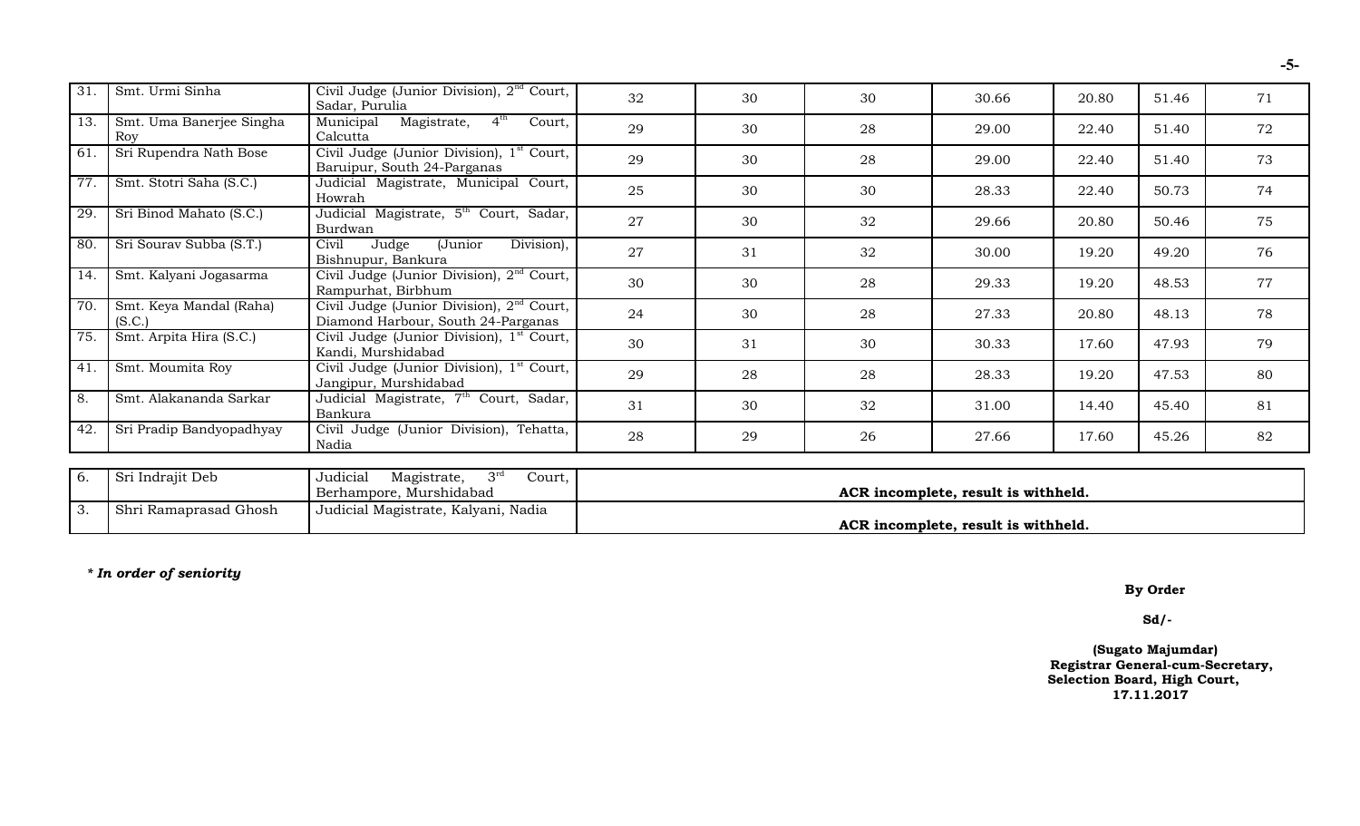| | | | | | | | | | |
|---|---|---|---|---|---|---|---|---|---|
| 31. | Smt. Urmi Sinha | Civil Judge (Junior Division), 2nd Court, Sadar, Purulia | 32 | 30 | 30 | 30.66 | 20.80 | 51.46 | 71 |
| 13. | Smt. Uma Banerjee Singha Roy | Municipal Magistrate, 4th Court, Calcutta | 29 | 30 | 28 | 29.00 | 22.40 | 51.40 | 72 |
| 61. | Sri Rupendra Nath Bose | Civil Judge (Junior Division), 1st Court, Baruipur, South 24-Parganas | 29 | 30 | 28 | 29.00 | 22.40 | 51.40 | 73 |
| 77. | Smt. Stotri Saha (S.C.) | Judicial Magistrate, Municipal Court, Howrah | 25 | 30 | 30 | 28.33 | 22.40 | 50.73 | 74 |
| 29. | Sri Binod Mahato (S.C.) | Judicial Magistrate, 5th Court, Sadar, Burdwan | 27 | 30 | 32 | 29.66 | 20.80 | 50.46 | 75 |
| 80. | Sri Sourav Subba (S.T.) | Civil Judge (Junior Division), Bishnupur, Bankura | 27 | 31 | 32 | 30.00 | 19.20 | 49.20 | 76 |
| 14. | Smt. Kalyani Jogasarma | Civil Judge (Junior Division), 2nd Court, Rampurhat, Birbhum | 30 | 30 | 28 | 29.33 | 19.20 | 48.53 | 77 |
| 70. | Smt. Keya Mandal (Raha) (S.C.) | Civil Judge (Junior Division), 2nd Court, Diamond Harbour, South 24-Parganas | 24 | 30 | 28 | 27.33 | 20.80 | 48.13 | 78 |
| 75. | Smt. Arpita Hira (S.C.) | Civil Judge (Junior Division), 1st Court, Kandi, Murshidabad | 30 | 31 | 30 | 30.33 | 17.60 | 47.93 | 79 |
| 41. | Smt. Moumita Roy | Civil Judge (Junior Division), 1st Court, Jangipur, Murshidabad | 29 | 28 | 28 | 28.33 | 19.20 | 47.53 | 80 |
| 8. | Smt. Alakananda Sarkar | Judicial Magistrate, 7th Court, Sadar, Bankura | 31 | 30 | 32 | 31.00 | 14.40 | 45.40 | 81 |
| 42. | Sri Pradip Bandyopadhyay | Civil Judge (Junior Division), Tehatta, Nadia | 28 | 29 | 26 | 27.66 | 17.60 | 45.26 | 82 |

| | | | |
|---|---|---|---|
| 6. | Sri Indrajit Deb | Judicial Magistrate, 3rd Court, Berhampore, Murshidabad | **ACR incomplete, result is withheld.** |
| 3. | Shri Ramaprasad Ghosh | Judicial Magistrate, Kalyani, Nadia | **ACR incomplete, result is withheld.** |

*** *In order of seniority***

**By Order**

**Sd/-**

**(Sugato Majumdar)**
**Registrar General-cum-Secretary,**
**Selection Board, High Court,**
**17.11.2017**